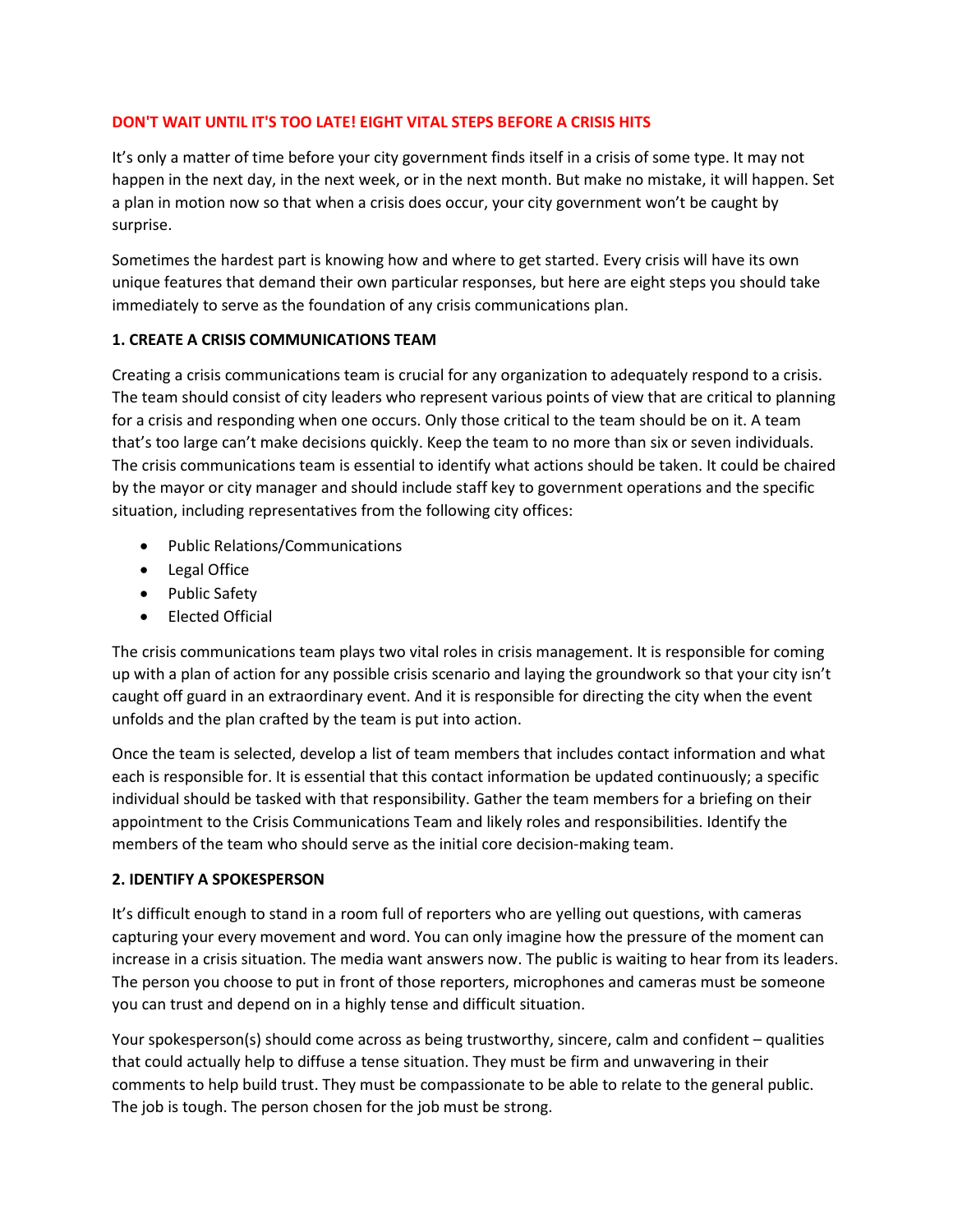# DON'T WAIT UNTIL IT'S TOO LATE! EIGHT VITAL STEPS BEFORE A CRISIS HITS

It's only a matter of time before your city government finds itself in a crisis of some type. It may not happen in the next day, in the next week, or in the next month. But make no mistake, it will happen. Set a plan in motion now so that when a crisis does occur, your city government won't be caught by surprise.

Sometimes the hardest part is knowing how and where to get started. Every crisis will have its own unique features that demand their own particular responses, but here are eight steps you should take immediately to serve as the foundation of any crisis communications plan.

## 1. CREATE A CRISIS COMMUNICATIONS TEAM

Creating a crisis communications team is crucial for any organization to adequately respond to a crisis. The team should consist of city leaders who represent various points of view that are critical to planning for a crisis and responding when one occurs. Only those critical to the team should be on it. A team that's too large can't make decisions quickly. Keep the team to no more than six or seven individuals. The crisis communications team is essential to identify what actions should be taken. It could be chaired by the mayor or city manager and should include staff key to government operations and the specific situation, including representatives from the following city offices:

- Public Relations/Communications
- Legal Office
- Public Safety
- Elected Official

The crisis communications team plays two vital roles in crisis management. It is responsible for coming up with a plan of action for any possible crisis scenario and laying the groundwork so that your city isn't caught off guard in an extraordinary event. And it is responsible for directing the city when the event unfolds and the plan crafted by the team is put into action.

Once the team is selected, develop a list of team members that includes contact information and what each is responsible for. It is essential that this contact information be updated continuously; a specific individual should be tasked with that responsibility. Gather the team members for a briefing on their appointment to the Crisis Communications Team and likely roles and responsibilities. Identify the members of the team who should serve as the initial core decision-making team.

## 2. IDENTIFY A SPOKESPERSON

It's difficult enough to stand in a room full of reporters who are yelling out questions, with cameras capturing your every movement and word. You can only imagine how the pressure of the moment can increase in a crisis situation. The media want answers now. The public is waiting to hear from its leaders. The person you choose to put in front of those reporters, microphones and cameras must be someone you can trust and depend on in a highly tense and difficult situation.

Your spokesperson(s) should come across as being trustworthy, sincere, calm and confident – qualities that could actually help to diffuse a tense situation. They must be firm and unwavering in their comments to help build trust. They must be compassionate to be able to relate to the general public. The job is tough. The person chosen for the job must be strong.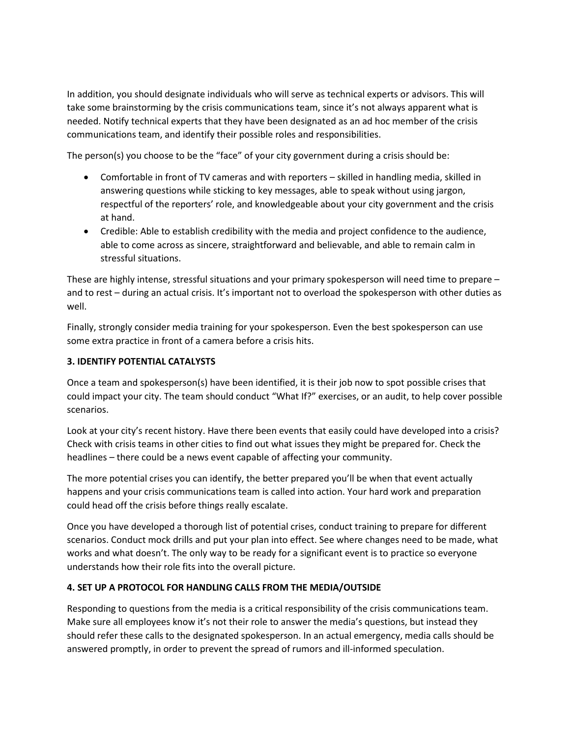In addition, you should designate individuals who will serve as technical experts or advisors. This will take some brainstorming by the crisis communications team, since it's not always apparent what is needed. Notify technical experts that they have been designated as an ad hoc member of the crisis communications team, and identify their possible roles and responsibilities.

The person(s) you choose to be the "face" of your city government during a crisis should be:

- Comfortable in front of TV cameras and with reporters – skilled in handling media, skilled in answering questions while sticking to key messages, able to speak without using jargon, respectful of the reporters' role, and knowledgeable about your city government and the crisis at hand.
- Credible: Able to establish credibility with the media and project confidence to the audience, able to come across as sincere, straightforward and believable, and able to remain calm in stressful situations.

These are highly intense, stressful situations and your primary spokesperson will need time to prepare – and to rest – during an actual crisis. It's important not to overload the spokesperson with other duties as well.

Finally, strongly consider media training for your spokesperson. Even the best spokesperson can use some extra practice in front of a camera before a crisis hits.

**3. IDENTIFY POTENTIAL CATALYSTS**

Once a team and spokesperson(s) have been identified, it is their job now to spot possible crises that could impact your city. The team should conduct "What If?" exercises, or an audit, to help cover possible scenarios.

Look at your city's recent history. Have there been events that easily could have developed into a crisis? Check with crisis teams in other cities to find out what issues they might be prepared for. Check the headlines – there could be a news event capable of affecting your community.

The more potential crises you can identify, the better prepared you'll be when that event actually happens and your crisis communications team is called into action. Your hard work and preparation could head off the crisis before things really escalate.

Once you have developed a thorough list of potential crises, conduct training to prepare for different scenarios. Conduct mock drills and put your plan into effect. See where changes need to be made, what works and what doesn't. The only way to be ready for a significant event is to practice so everyone understands how their role fits into the overall picture.

**4. SET UP A PROTOCOL FOR HANDLING CALLS FROM THE MEDIA/OUTSIDE**

Responding to questions from the media is a critical responsibility of the crisis communications team. Make sure all employees know it's not their role to answer the media's questions, but instead they should refer these calls to the designated spokesperson. In an actual emergency, media calls should be answered promptly, in order to prevent the spread of rumors and ill-informed speculation.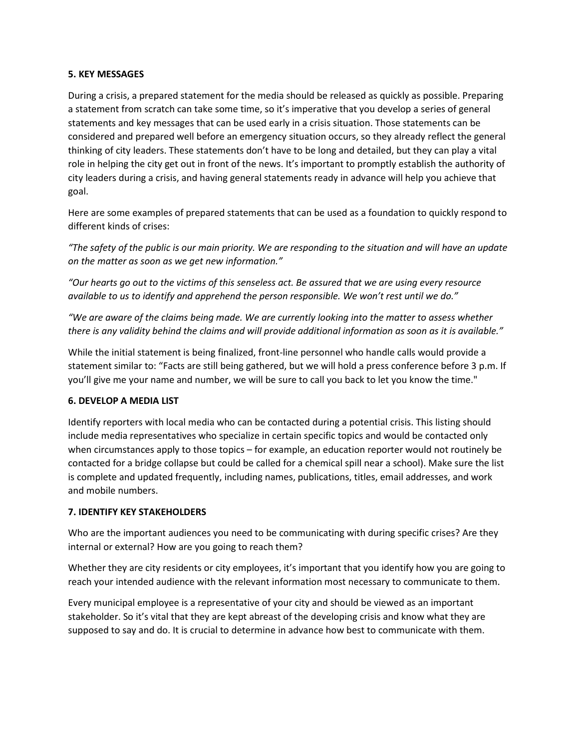**5. KEY MESSAGES**

During a crisis, a prepared statement for the media should be released as quickly as possible. Preparing a statement from scratch can take some time, so it's imperative that you develop a series of general statements and key messages that can be used early in a crisis situation. Those statements can be considered and prepared well before an emergency situation occurs, so they already reflect the general thinking of city leaders. These statements don't have to be long and detailed, but they can play a vital role in helping the city get out in front of the news. It's important to promptly establish the authority of city leaders during a crisis, and having general statements ready in advance will help you achieve that goal.

Here are some examples of prepared statements that can be used as a foundation to quickly respond to different kinds of crises:

*"The safety of the public is our main priority. We are responding to the situation and will have an update on the matter as soon as we get new information."*

*"Our hearts go out to the victims of this senseless act. Be assured that we are using every resource available to us to identify and apprehend the person responsible. We won't rest until we do."*

*"We are aware of the claims being made. We are currently looking into the matter to assess whether there is any validity behind the claims and will provide additional information as soon as it is available."*

While the initial statement is being finalized, front-line personnel who handle calls would provide a statement similar to: "Facts are still being gathered, but we will hold a press conference before 3 p.m. If you'll give me your name and number, we will be sure to call you back to let you know the time."

**6. DEVELOP A MEDIA LIST**

Identify reporters with local media who can be contacted during a potential crisis. This listing should include media representatives who specialize in certain specific topics and would be contacted only when circumstances apply to those topics – for example, an education reporter would not routinely be contacted for a bridge collapse but could be called for a chemical spill near a school). Make sure the list is complete and updated frequently, including names, publications, titles, email addresses, and work and mobile numbers.

**7. IDENTIFY KEY STAKEHOLDERS**

Who are the important audiences you need to be communicating with during specific crises? Are they internal or external? How are you going to reach them?

Whether they are city residents or city employees, it's important that you identify how you are going to reach your intended audience with the relevant information most necessary to communicate to them.

Every municipal employee is a representative of your city and should be viewed as an important stakeholder. So it's vital that they are kept abreast of the developing crisis and know what they are supposed to say and do. It is crucial to determine in advance how best to communicate with them.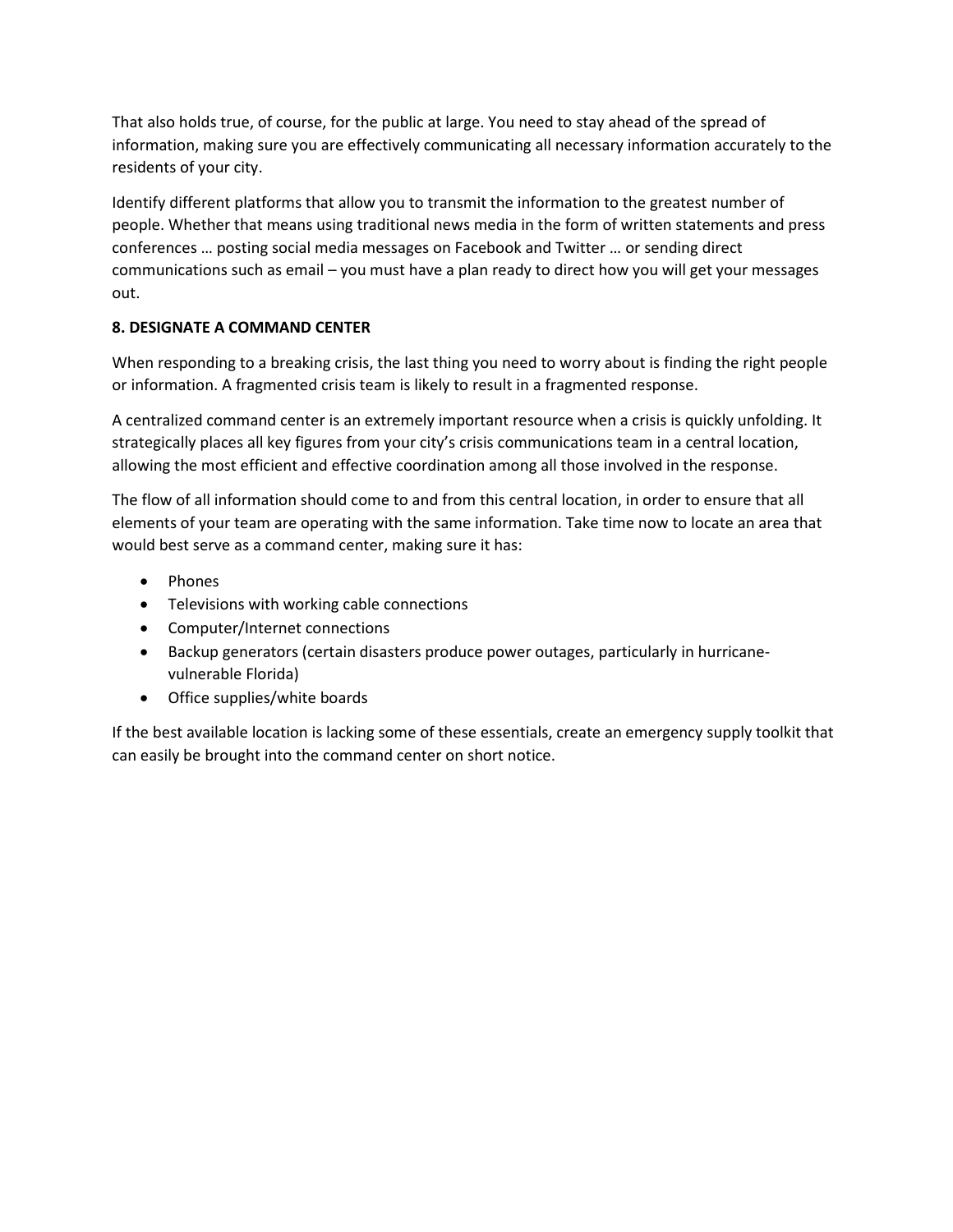That also holds true, of course, for the public at large. You need to stay ahead of the spread of information, making sure you are effectively communicating all necessary information accurately to the residents of your city.

Identify different platforms that allow you to transmit the information to the greatest number of people. Whether that means using traditional news media in the form of written statements and press conferences … posting social media messages on Facebook and Twitter … or sending direct communications such as email – you must have a plan ready to direct how you will get your messages out.

**8. DESIGNATE A COMMAND CENTER**

When responding to a breaking crisis, the last thing you need to worry about is finding the right people or information. A fragmented crisis team is likely to result in a fragmented response.

A centralized command center is an extremely important resource when a crisis is quickly unfolding. It strategically places all key figures from your city's crisis communications team in a central location, allowing the most efficient and effective coordination among all those involved in the response.

The flow of all information should come to and from this central location, in order to ensure that all elements of your team are operating with the same information. Take time now to locate an area that would best serve as a command center, making sure it has:

- Phones
- Televisions with working cable connections
- Computer/Internet connections
- Backup generators (certain disasters produce power outages, particularly in hurricane-vulnerable Florida)
- Office supplies/white boards

If the best available location is lacking some of these essentials, create an emergency supply toolkit that can easily be brought into the command center on short notice.